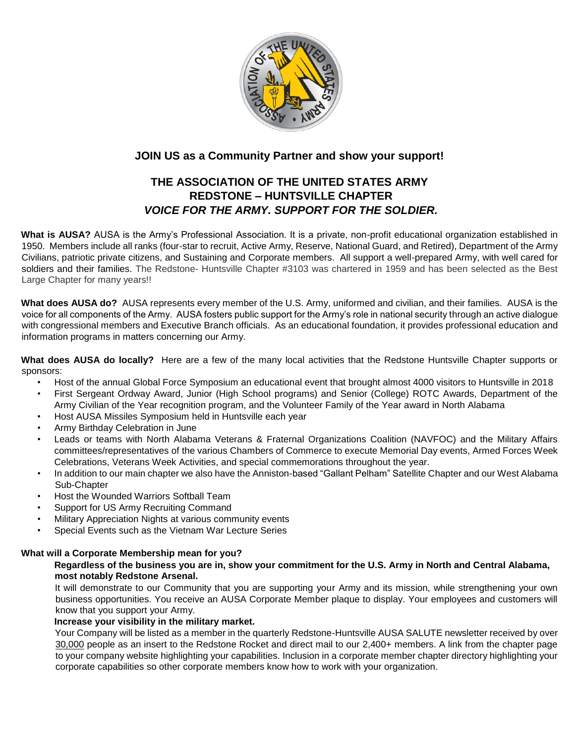## JOIN US as a Community Partner and show your support!

# THE ASSOCIATION OF THE UNITED STATES ARMY
# REDSTONE – HUNTSVILLE CHAPTER
## *VOICE FOR THE ARMY. SUPPORT FOR THE SOLDIER.*

**What is AUSA?** AUSA is the Army's Professional Association. It is a private, non-profit educational organization established in 1950. Members include all ranks (four-star to recruit, Active Army, Reserve, National Guard, and Retired), Department of the Army Civilians, patriotic private citizens, and Sustaining and Corporate members. All support a well-prepared Army, with well cared for soldiers and their families. The Redstone- Huntsville Chapter #3103 was chartered in 1959 and has been selected as the Best Large Chapter for many years!!

**What does AUSA do?** AUSA represents every member of the U.S. Army, uniformed and civilian, and their families. AUSA is the voice for all components of the Army. AUSA fosters public support for the Army's role in national security through an active dialogue with congressional members and Executive Branch officials. As an educational foundation, it provides professional education and information programs in matters concerning our Army.

**What does AUSA do locally?** Here are a few of the many local activities that the Redstone Huntsville Chapter supports or sponsors:

- Host of the annual Global Force Symposium an educational event that brought almost 4000 visitors to Huntsville in 2018
- First Sergeant Ordway Award, Junior (High School programs) and Senior (College) ROTC Awards, Department of the Army Civilian of the Year recognition program, and the Volunteer Family of the Year award in North Alabama
- Host AUSA Missiles Symposium held in Huntsville each year
- Army Birthday Celebration in June
- Leads or teams with North Alabama Veterans & Fraternal Organizations Coalition (NAVFOC) and the Military Affairs committees/representatives of the various Chambers of Commerce to execute Memorial Day events, Armed Forces Week Celebrations, Veterans Week Activities, and special commemorations throughout the year.
- In addition to our main chapter we also have the Anniston-based "Gallant Pelham" Satellite Chapter and our West Alabama Sub-Chapter
- Host the Wounded Warriors Softball Team
- Support for US Army Recruiting Command
- Military Appreciation Nights at various community events
- Special Events such as the Vietnam War Lecture Series

**What will a Corporate Membership mean for you?**

**Regardless of the business you are in, show your commitment for the U.S. Army in North and Central Alabama, most notably Redstone Arsenal.**

It will demonstrate to our Community that you are supporting your Army and its mission, while strengthening your own business opportunities. You receive an AUSA Corporate Member plaque to display. Your employees and customers will know that you support your Army.

**Increase your visibility in the military market.**

Your Company will be listed as a member in the quarterly Redstone-Huntsville AUSA SALUTE newsletter received by over 30,000 people as an insert to the Redstone Rocket and direct mail to our 2,400+ members. A link from the chapter page to your company website highlighting your capabilities. Inclusion in a corporate member chapter directory highlighting your corporate capabilities so other corporate members know how to work with your organization.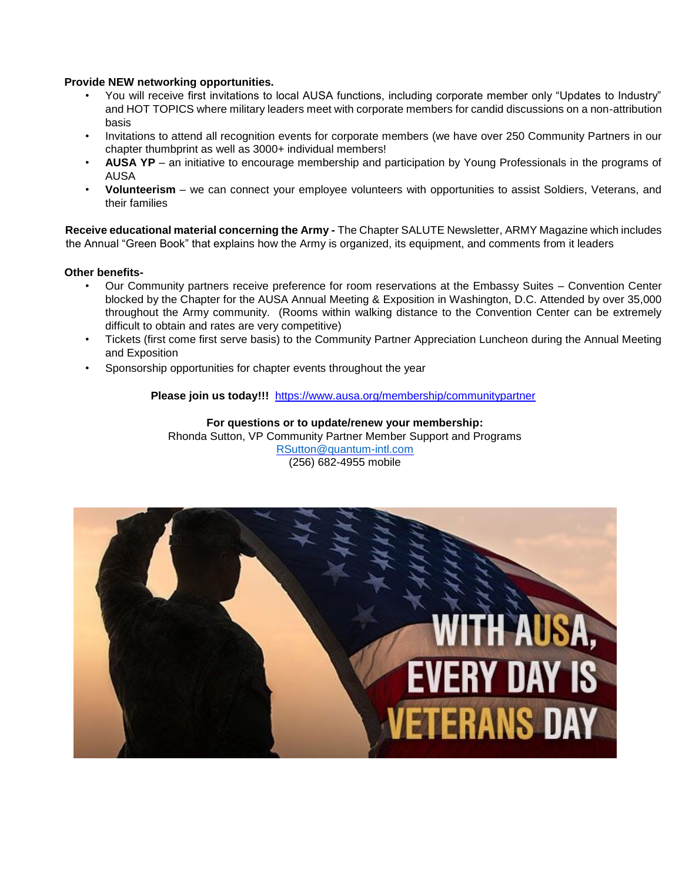**Provide NEW networking opportunities.**

- You will receive first invitations to local AUSA functions, including corporate member only "Updates to Industry" and HOT TOPICS where military leaders meet with corporate members for candid discussions on a non-attribution basis
- Invitations to attend all recognition events for corporate members (we have over 250 Community Partners in our chapter thumbprint as well as 3000+ individual members!
- **AUSA YP** – an initiative to encourage membership and participation by Young Professionals in the programs of AUSA
- **Volunteerism** – we can connect your employee volunteers with opportunities to assist Soldiers, Veterans, and their families

**Receive educational material concerning the Army -** The Chapter SALUTE Newsletter, ARMY Magazine which includes the Annual "Green Book" that explains how the Army is organized, its equipment, and comments from it leaders

**Other benefits-**

- Our Community partners receive preference for room reservations at the Embassy Suites – Convention Center blocked by the Chapter for the AUSA Annual Meeting & Exposition in Washington, D.C. Attended by over 35,000 throughout the Army community. (Rooms within walking distance to the Convention Center can be extremely difficult to obtain and rates are very competitive)
- Tickets (first come first serve basis) to the Community Partner Appreciation Luncheon during the Annual Meeting and Exposition
- Sponsorship opportunities for chapter events throughout the year

**Please join us today!!!** https://www.ausa.org/membership/communitypartner

**For questions or to update/renew your membership:**
Rhonda Sutton, VP Community Partner Member Support and Programs
RSutton@quantum-intl.com
(256) 682-4955 mobile

WITH AUSA, EVERY DAY IS VETERANS DAY